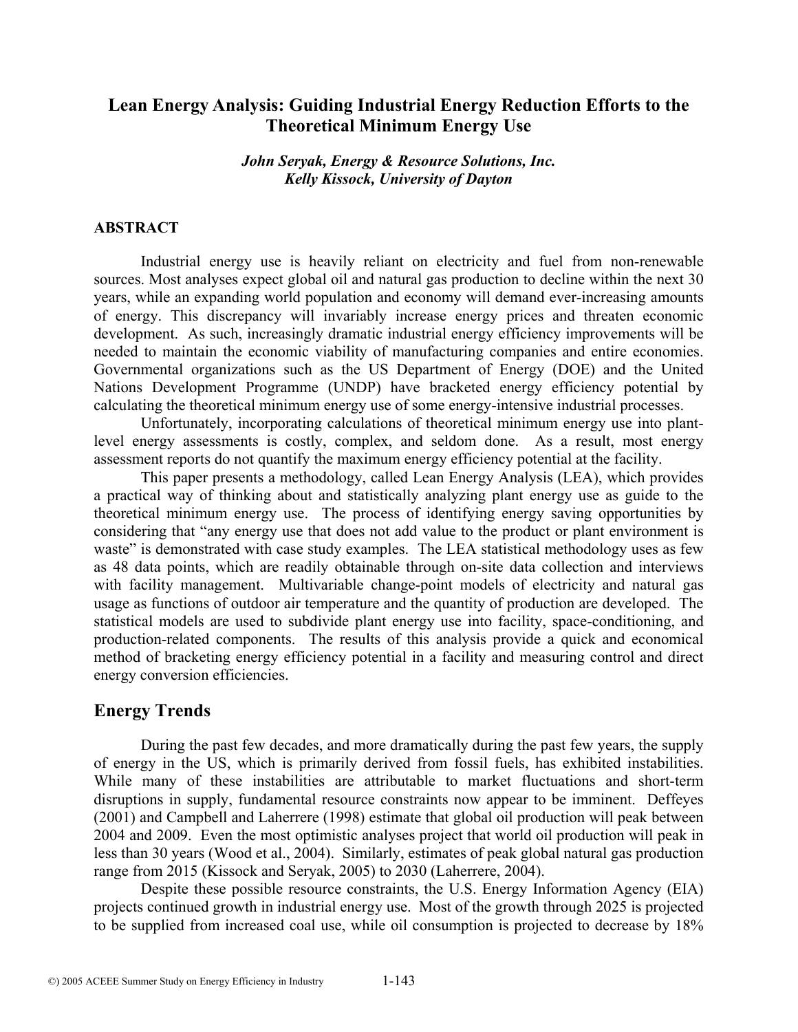# Lean Energy Analysis: Guiding Industrial Energy Reduction Efforts to the Theoretical Minimum Energy Use

*John Seryak, Energy & Resource Solutions, Inc.*
*Kelly Kissock, University of Dayton*

## ABSTRACT

Industrial energy use is heavily reliant on electricity and fuel from non-renewable sources. Most analyses expect global oil and natural gas production to decline within the next 30 years, while an expanding world population and economy will demand ever-increasing amounts of energy. This discrepancy will invariably increase energy prices and threaten economic development. As such, increasingly dramatic industrial energy efficiency improvements will be needed to maintain the economic viability of manufacturing companies and entire economies. Governmental organizations such as the US Department of Energy (DOE) and the United Nations Development Programme (UNDP) have bracketed energy efficiency potential by calculating the theoretical minimum energy use of some energy-intensive industrial processes.

Unfortunately, incorporating calculations of theoretical minimum energy use into plant-level energy assessments is costly, complex, and seldom done. As a result, most energy assessment reports do not quantify the maximum energy efficiency potential at the facility.

This paper presents a methodology, called Lean Energy Analysis (LEA), which provides a practical way of thinking about and statistically analyzing plant energy use as guide to the theoretical minimum energy use. The process of identifying energy saving opportunities by considering that "any energy use that does not add value to the product or plant environment is waste" is demonstrated with case study examples. The LEA statistical methodology uses as few as 48 data points, which are readily obtainable through on-site data collection and interviews with facility management. Multivariable change-point models of electricity and natural gas usage as functions of outdoor air temperature and the quantity of production are developed. The statistical models are used to subdivide plant energy use into facility, space-conditioning, and production-related components. The results of this analysis provide a quick and economical method of bracketing energy efficiency potential in a facility and measuring control and direct energy conversion efficiencies.

## Energy Trends

During the past few decades, and more dramatically during the past few years, the supply of energy in the US, which is primarily derived from fossil fuels, has exhibited instabilities. While many of these instabilities are attributable to market fluctuations and short-term disruptions in supply, fundamental resource constraints now appear to be imminent. Deffeyes (2001) and Campbell and Laherrere (1998) estimate that global oil production will peak between 2004 and 2009. Even the most optimistic analyses project that world oil production will peak in less than 30 years (Wood et al., 2004). Similarly, estimates of peak global natural gas production range from 2015 (Kissock and Seryak, 2005) to 2030 (Laherrere, 2004).

Despite these possible resource constraints, the U.S. Energy Information Agency (EIA) projects continued growth in industrial energy use. Most of the growth through 2025 is projected to be supplied from increased coal use, while oil consumption is projected to decrease by 18%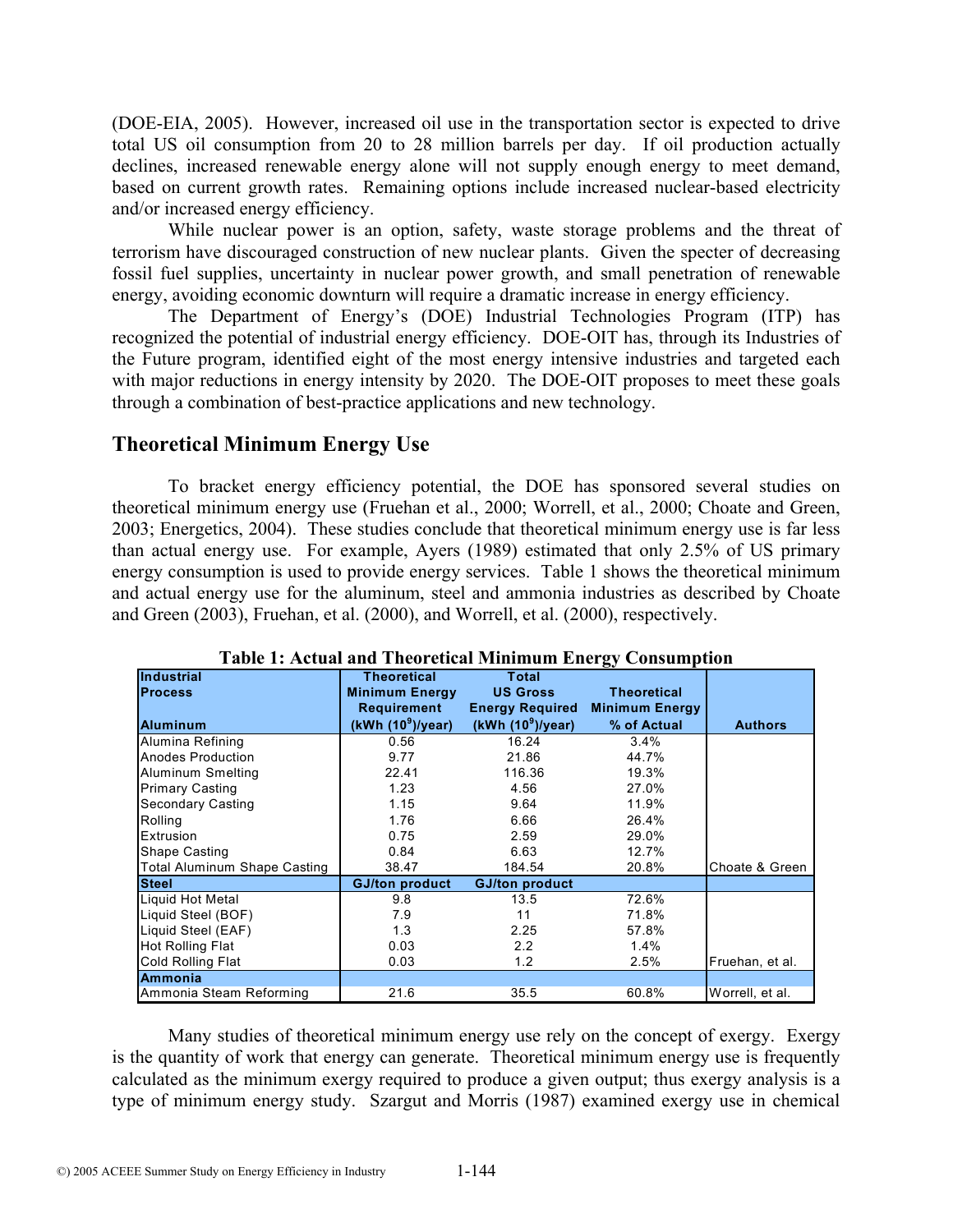(DOE-EIA, 2005). However, increased oil use in the transportation sector is expected to drive total US oil consumption from 20 to 28 million barrels per day. If oil production actually declines, increased renewable energy alone will not supply enough energy to meet demand, based on current growth rates. Remaining options include increased nuclear-based electricity and/or increased energy efficiency.

While nuclear power is an option, safety, waste storage problems and the threat of terrorism have discouraged construction of new nuclear plants. Given the specter of decreasing fossil fuel supplies, uncertainty in nuclear power growth, and small penetration of renewable energy, avoiding economic downturn will require a dramatic increase in energy efficiency.

The Department of Energy's (DOE) Industrial Technologies Program (ITP) has recognized the potential of industrial energy efficiency. DOE-OIT has, through its Industries of the Future program, identified eight of the most energy intensive industries and targeted each with major reductions in energy intensity by 2020. The DOE-OIT proposes to meet these goals through a combination of best-practice applications and new technology.

## Theoretical Minimum Energy Use

To bracket energy efficiency potential, the DOE has sponsored several studies on theoretical minimum energy use (Fruehan et al., 2000; Worrell, et al., 2000; Choate and Green, 2003; Energetics, 2004). These studies conclude that theoretical minimum energy use is far less than actual energy use. For example, Ayers (1989) estimated that only 2.5% of US primary energy consumption is used to provide energy services. Table 1 shows the theoretical minimum and actual energy use for the aluminum, steel and ammonia industries as described by Choate and Green (2003), Fruehan, et al. (2000), and Worrell, et al. (2000), respectively.

**Table 1: Actual and Theoretical Minimum Energy Consumption**

| Industrial Process<br>**Aluminum** | Theoretical Minimum Energy Requirement (kWh ($10^9$)/year) | Total US Gross Energy Required (kWh ($10^9$)/year) | Theoretical Minimum Energy % of Actual | Authors |
|---|---|---|---|---|
| Alumina Refining | 0.56 | 16.24 | 3.4% | |
| Anodes Production | 9.77 | 21.86 | 44.7% | |
| Aluminum Smelting | 22.41 | 116.36 | 19.3% | |
| Primary Casting | 1.23 | 4.56 | 27.0% | |
| Secondary Casting | 1.15 | 9.64 | 11.9% | |
| Rolling | 1.76 | 6.66 | 26.4% | |
| Extrusion | 0.75 | 2.59 | 29.0% | |
| Shape Casting | 0.84 | 6.63 | 12.7% | |
| Total Aluminum Shape Casting | 38.47 | 184.54 | 20.8% | Choate & Green |
| **Steel** | **GJ/ton product** | **GJ/ton product** | | |
| Liquid Hot Metal | 9.8 | 13.5 | 72.6% | |
| Liquid Steel (BOF) | 7.9 | 11 | 71.8% | |
| Liquid Steel (EAF) | 1.3 | 2.25 | 57.8% | |
| Hot Rolling Flat | 0.03 | 2.2 | 1.4% | |
| Cold Rolling Flat | 0.03 | 1.2 | 2.5% | Fruehan, et al. |
| **Ammonia** | | | | |
| Ammonia Steam Reforming | 21.6 | 35.5 | 60.8% | Worrell, et al. |

Many studies of theoretical minimum energy use rely on the concept of exergy. Exergy is the quantity of work that energy can generate. Theoretical minimum energy use is frequently calculated as the minimum exergy required to produce a given output; thus exergy analysis is a type of minimum energy study. Szargut and Morris (1987) examined exergy use in chemical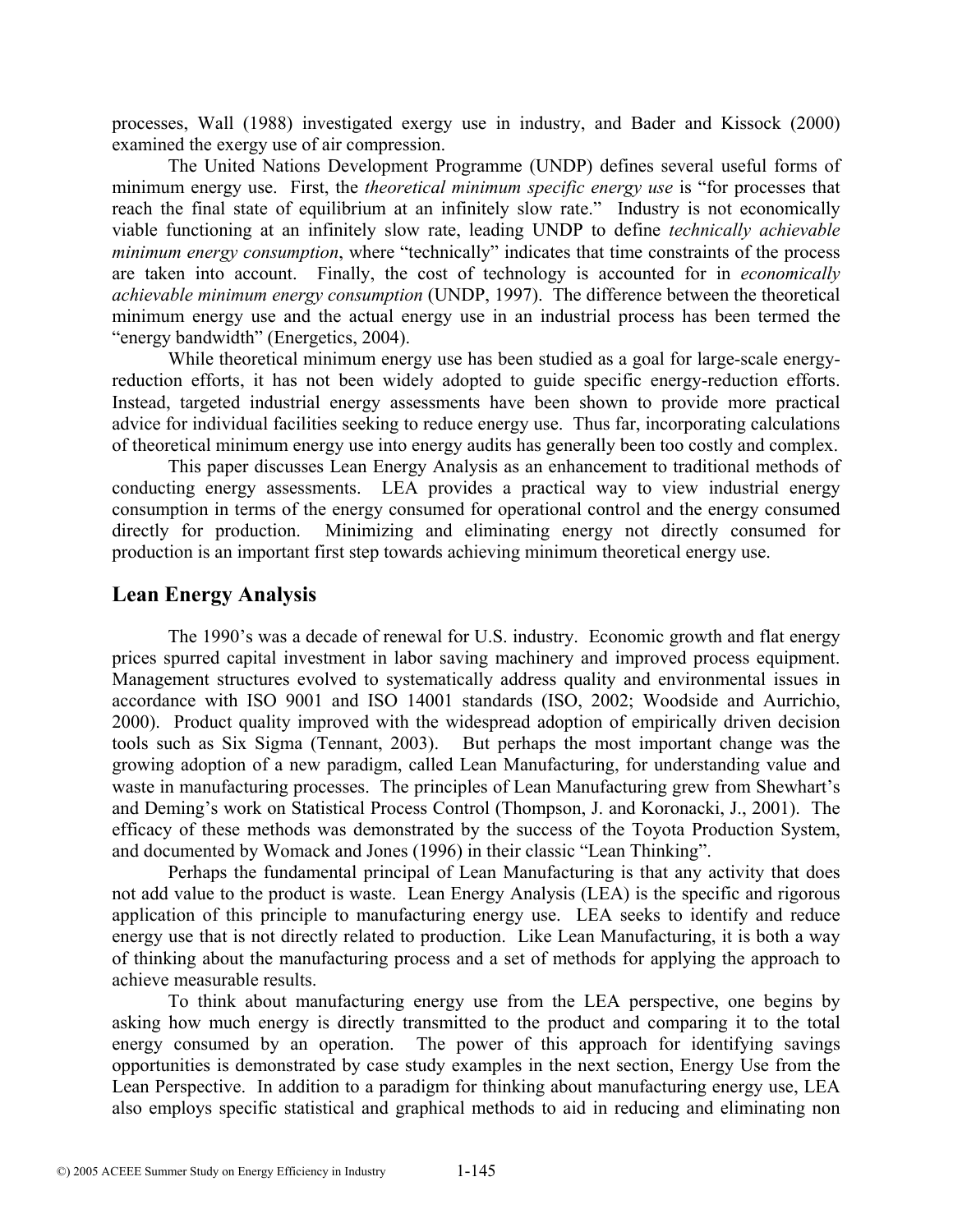processes, Wall (1988) investigated exergy use in industry, and Bader and Kissock (2000) examined the exergy use of air compression.

The United Nations Development Programme (UNDP) defines several useful forms of minimum energy use. First, the *theoretical minimum specific energy use* is "for processes that reach the final state of equilibrium at an infinitely slow rate." Industry is not economically viable functioning at an infinitely slow rate, leading UNDP to define *technically achievable minimum energy consumption*, where "technically" indicates that time constraints of the process are taken into account. Finally, the cost of technology is accounted for in *economically achievable minimum energy consumption* (UNDP, 1997). The difference between the theoretical minimum energy use and the actual energy use in an industrial process has been termed the "energy bandwidth" (Energetics, 2004).

While theoretical minimum energy use has been studied as a goal for large-scale energy-reduction efforts, it has not been widely adopted to guide specific energy-reduction efforts. Instead, targeted industrial energy assessments have been shown to provide more practical advice for individual facilities seeking to reduce energy use. Thus far, incorporating calculations of theoretical minimum energy use into energy audits has generally been too costly and complex.

This paper discusses Lean Energy Analysis as an enhancement to traditional methods of conducting energy assessments. LEA provides a practical way to view industrial energy consumption in terms of the energy consumed for operational control and the energy consumed directly for production. Minimizing and eliminating energy not directly consumed for production is an important first step towards achieving minimum theoretical energy use.

## Lean Energy Analysis

The 1990's was a decade of renewal for U.S. industry. Economic growth and flat energy prices spurred capital investment in labor saving machinery and improved process equipment. Management structures evolved to systematically address quality and environmental issues in accordance with ISO 9001 and ISO 14001 standards (ISO, 2002; Woodside and Aurrichio, 2000). Product quality improved with the widespread adoption of empirically driven decision tools such as Six Sigma (Tennant, 2003). But perhaps the most important change was the growing adoption of a new paradigm, called Lean Manufacturing, for understanding value and waste in manufacturing processes. The principles of Lean Manufacturing grew from Shewhart's and Deming's work on Statistical Process Control (Thompson, J. and Koronacki, J., 2001). The efficacy of these methods was demonstrated by the success of the Toyota Production System, and documented by Womack and Jones (1996) in their classic "Lean Thinking".

Perhaps the fundamental principal of Lean Manufacturing is that any activity that does not add value to the product is waste. Lean Energy Analysis (LEA) is the specific and rigorous application of this principle to manufacturing energy use. LEA seeks to identify and reduce energy use that is not directly related to production. Like Lean Manufacturing, it is both a way of thinking about the manufacturing process and a set of methods for applying the approach to achieve measurable results.

To think about manufacturing energy use from the LEA perspective, one begins by asking how much energy is directly transmitted to the product and comparing it to the total energy consumed by an operation. The power of this approach for identifying savings opportunities is demonstrated by case study examples in the next section, Energy Use from the Lean Perspective. In addition to a paradigm for thinking about manufacturing energy use, LEA also employs specific statistical and graphical methods to aid in reducing and eliminating non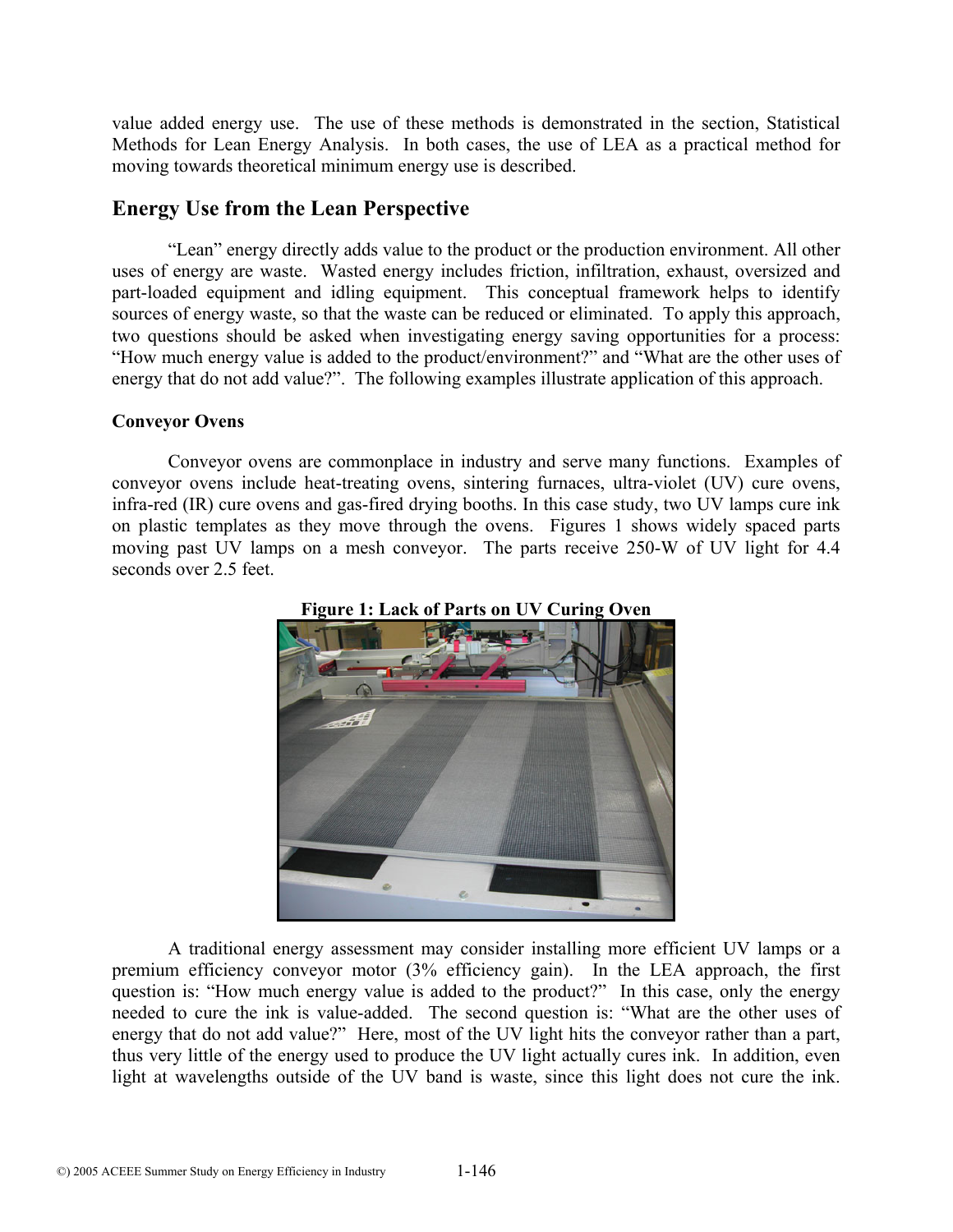value added energy use. The use of these methods is demonstrated in the section, Statistical Methods for Lean Energy Analysis. In both cases, the use of LEA as a practical method for moving towards theoretical minimum energy use is described.

## Energy Use from the Lean Perspective

"Lean" energy directly adds value to the product or the production environment. All other uses of energy are waste. Wasted energy includes friction, infiltration, exhaust, oversized and part-loaded equipment and idling equipment. This conceptual framework helps to identify sources of energy waste, so that the waste can be reduced or eliminated. To apply this approach, two questions should be asked when investigating energy saving opportunities for a process: "How much energy value is added to the product/environment?" and "What are the other uses of energy that do not add value?". The following examples illustrate application of this approach.

### Conveyor Ovens

Conveyor ovens are commonplace in industry and serve many functions. Examples of conveyor ovens include heat-treating ovens, sintering furnaces, ultra-violet (UV) cure ovens, infra-red (IR) cure ovens and gas-fired drying booths. In this case study, two UV lamps cure ink on plastic templates as they move through the ovens. Figures 1 shows widely spaced parts moving past UV lamps on a mesh conveyor. The parts receive 250-W of UV light for 4.4 seconds over 2.5 feet.

**Figure 1: Lack of Parts on UV Curing Oven**

A traditional energy assessment may consider installing more efficient UV lamps or a premium efficiency conveyor motor (3% efficiency gain). In the LEA approach, the first question is: "How much energy value is added to the product?" In this case, only the energy needed to cure the ink is value-added. The second question is: "What are the other uses of energy that do not add value?" Here, most of the UV light hits the conveyor rather than a part, thus very little of the energy used to produce the UV light actually cures ink. In addition, even light at wavelengths outside of the UV band is waste, since this light does not cure the ink.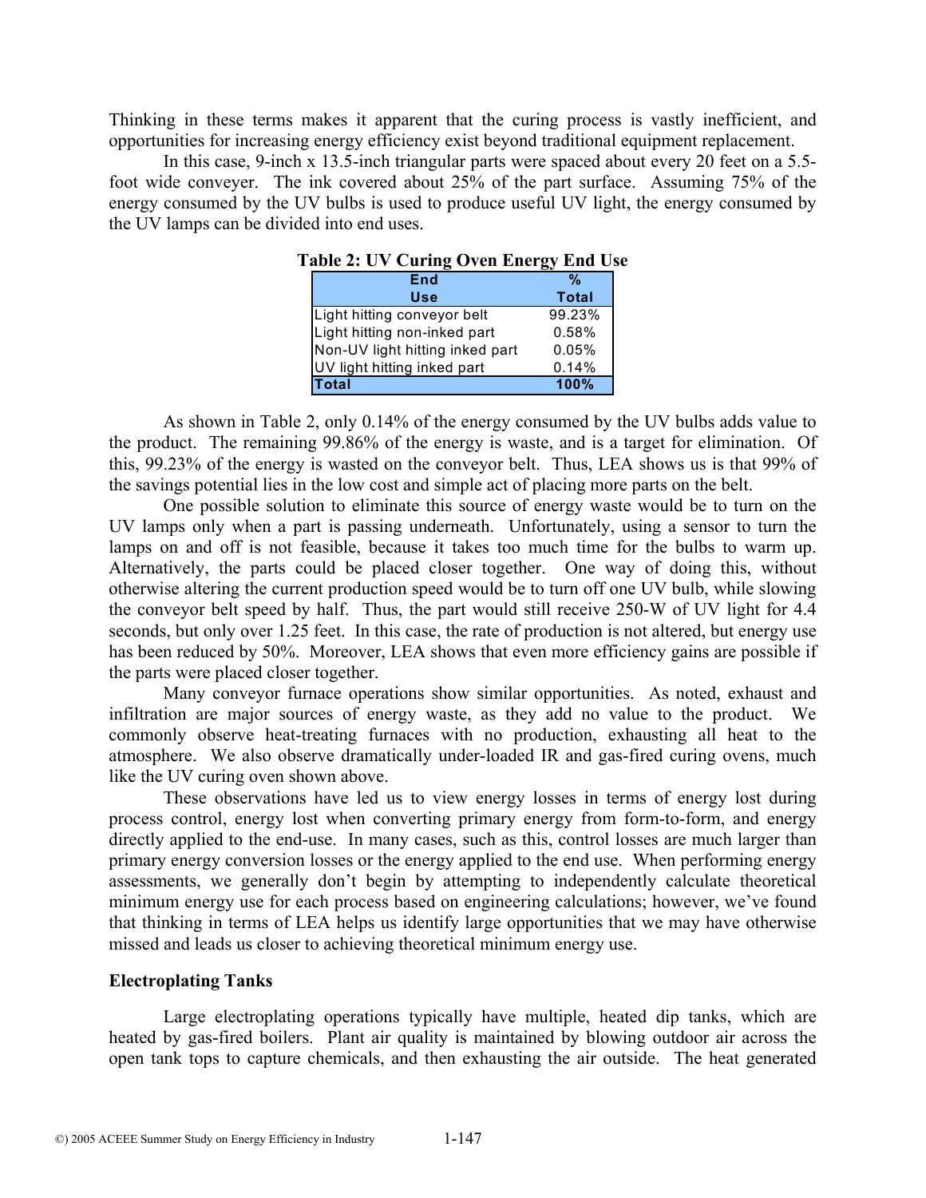Thinking in these terms makes it apparent that the curing process is vastly inefficient, and opportunities for increasing energy efficiency exist beyond traditional equipment replacement.

In this case, 9-inch x 13.5-inch triangular parts were spaced about every 20 feet on a 5.5-foot wide conveyer. The ink covered about 25% of the part surface. Assuming 75% of the energy consumed by the UV bulbs is used to produce useful UV light, the energy consumed by the UV lamps can be divided into end uses.

**Table 2: UV Curing Oven Energy End Use**

| End Use | % Total |
|---|---|
| Light hitting conveyor belt | 99.23% |
| Light hitting non-inked part | 0.58% |
| Non-UV light hitting inked part | 0.05% |
| UV light hitting inked part | 0.14% |
| **Total** | **100%** |

As shown in Table 2, only 0.14% of the energy consumed by the UV bulbs adds value to the product. The remaining 99.86% of the energy is waste, and is a target for elimination. Of this, 99.23% of the energy is wasted on the conveyor belt. Thus, LEA shows us is that 99% of the savings potential lies in the low cost and simple act of placing more parts on the belt.

One possible solution to eliminate this source of energy waste would be to turn on the UV lamps only when a part is passing underneath. Unfortunately, using a sensor to turn the lamps on and off is not feasible, because it takes too much time for the bulbs to warm up. Alternatively, the parts could be placed closer together. One way of doing this, without otherwise altering the current production speed would be to turn off one UV bulb, while slowing the conveyor belt speed by half. Thus, the part would still receive 250-W of UV light for 4.4 seconds, but only over 1.25 feet. In this case, the rate of production is not altered, but energy use has been reduced by 50%. Moreover, LEA shows that even more efficiency gains are possible if the parts were placed closer together.

Many conveyor furnace operations show similar opportunities. As noted, exhaust and infiltration are major sources of energy waste, as they add no value to the product. We commonly observe heat-treating furnaces with no production, exhausting all heat to the atmosphere. We also observe dramatically under-loaded IR and gas-fired curing ovens, much like the UV curing oven shown above.

These observations have led us to view energy losses in terms of energy lost during process control, energy lost when converting primary energy from form-to-form, and energy directly applied to the end-use. In many cases, such as this, control losses are much larger than primary energy conversion losses or the energy applied to the end use. When performing energy assessments, we generally don't begin by attempting to independently calculate theoretical minimum energy use for each process based on engineering calculations; however, we've found that thinking in terms of LEA helps us identify large opportunities that we may have otherwise missed and leads us closer to achieving theoretical minimum energy use.

### Electroplating Tanks

Large electroplating operations typically have multiple, heated dip tanks, which are heated by gas-fired boilers. Plant air quality is maintained by blowing outdoor air across the open tank tops to capture chemicals, and then exhausting the air outside. The heat generated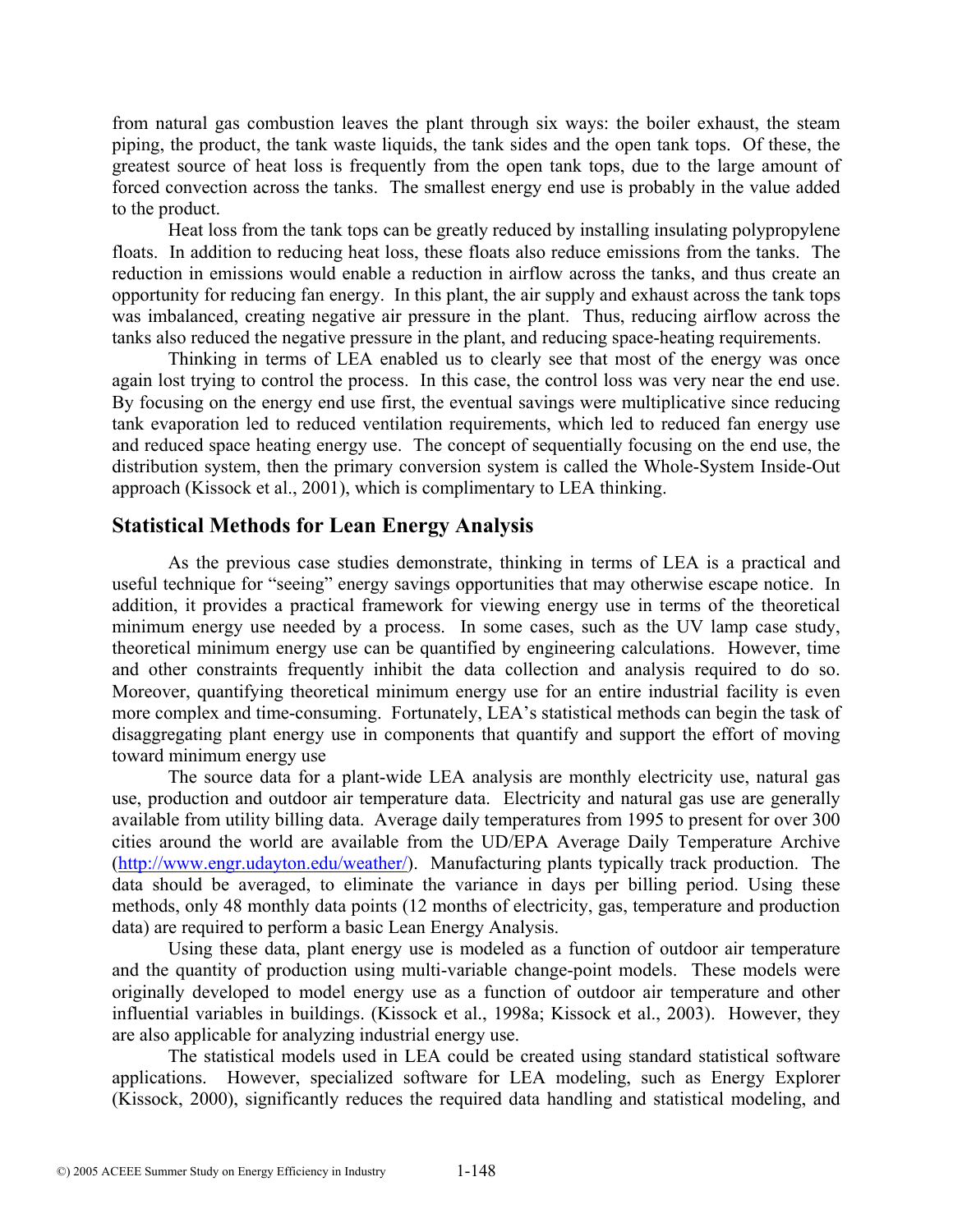from natural gas combustion leaves the plant through six ways: the boiler exhaust, the steam piping, the product, the tank waste liquids, the tank sides and the open tank tops. Of these, the greatest source of heat loss is frequently from the open tank tops, due to the large amount of forced convection across the tanks. The smallest energy end use is probably in the value added to the product.

Heat loss from the tank tops can be greatly reduced by installing insulating polypropylene floats. In addition to reducing heat loss, these floats also reduce emissions from the tanks. The reduction in emissions would enable a reduction in airflow across the tanks, and thus create an opportunity for reducing fan energy. In this plant, the air supply and exhaust across the tank tops was imbalanced, creating negative air pressure in the plant. Thus, reducing airflow across the tanks also reduced the negative pressure in the plant, and reducing space-heating requirements.

Thinking in terms of LEA enabled us to clearly see that most of the energy was once again lost trying to control the process. In this case, the control loss was very near the end use. By focusing on the energy end use first, the eventual savings were multiplicative since reducing tank evaporation led to reduced ventilation requirements, which led to reduced fan energy use and reduced space heating energy use. The concept of sequentially focusing on the end use, the distribution system, then the primary conversion system is called the Whole-System Inside-Out approach (Kissock et al., 2001), which is complimentary to LEA thinking.

## Statistical Methods for Lean Energy Analysis

As the previous case studies demonstrate, thinking in terms of LEA is a practical and useful technique for "seeing" energy savings opportunities that may otherwise escape notice. In addition, it provides a practical framework for viewing energy use in terms of the theoretical minimum energy use needed by a process. In some cases, such as the UV lamp case study, theoretical minimum energy use can be quantified by engineering calculations. However, time and other constraints frequently inhibit the data collection and analysis required to do so. Moreover, quantifying theoretical minimum energy use for an entire industrial facility is even more complex and time-consuming. Fortunately, LEA's statistical methods can begin the task of disaggregating plant energy use in components that quantify and support the effort of moving toward minimum energy use

The source data for a plant-wide LEA analysis are monthly electricity use, natural gas use, production and outdoor air temperature data. Electricity and natural gas use are generally available from utility billing data. Average daily temperatures from 1995 to present for over 300 cities around the world are available from the UD/EPA Average Daily Temperature Archive (http://www.engr.udayton.edu/weather/). Manufacturing plants typically track production. The data should be averaged, to eliminate the variance in days per billing period. Using these methods, only 48 monthly data points (12 months of electricity, gas, temperature and production data) are required to perform a basic Lean Energy Analysis.

Using these data, plant energy use is modeled as a function of outdoor air temperature and the quantity of production using multi-variable change-point models. These models were originally developed to model energy use as a function of outdoor air temperature and other influential variables in buildings. (Kissock et al., 1998a; Kissock et al., 2003). However, they are also applicable for analyzing industrial energy use.

The statistical models used in LEA could be created using standard statistical software applications. However, specialized software for LEA modeling, such as Energy Explorer (Kissock, 2000), significantly reduces the required data handling and statistical modeling, and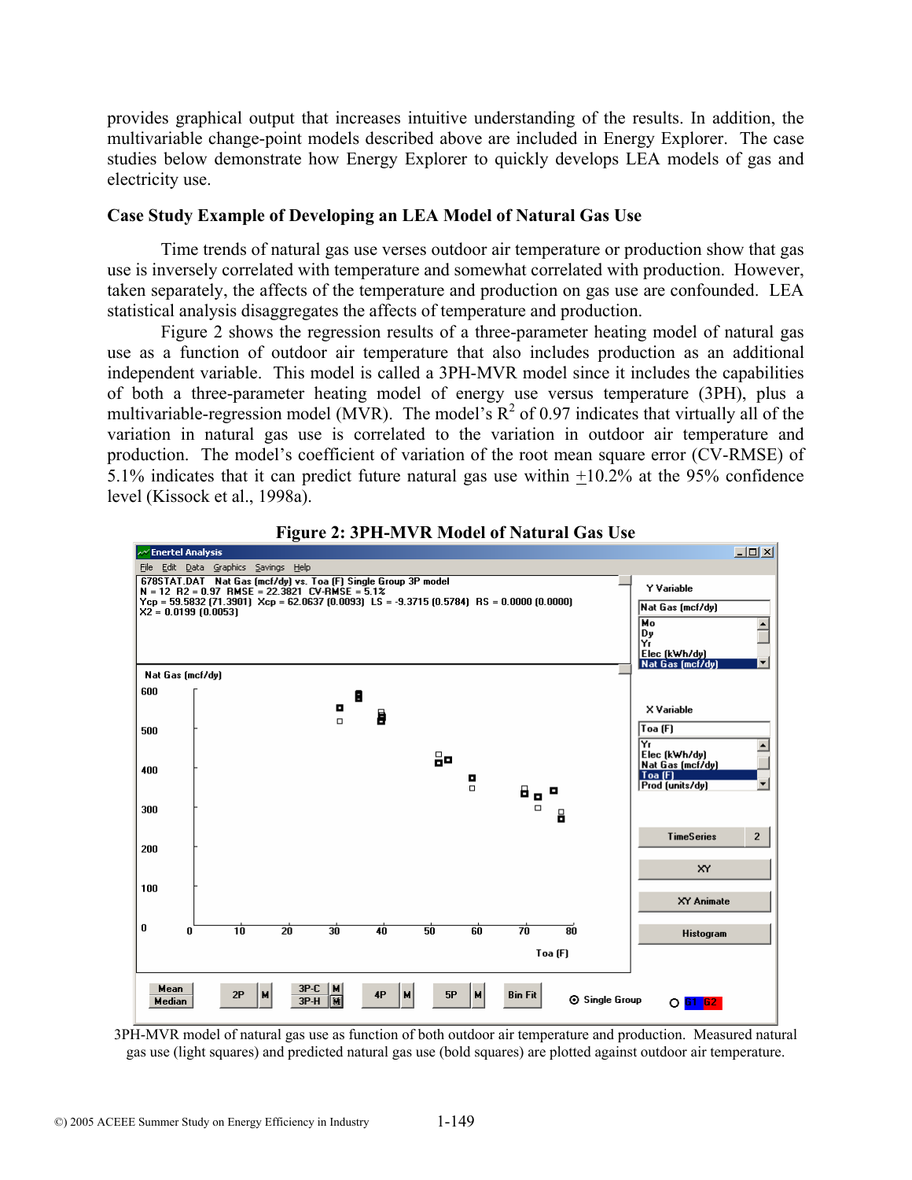provides graphical output that increases intuitive understanding of the results. In addition, the multivariable change-point models described above are included in Energy Explorer. The case studies below demonstrate how Energy Explorer to quickly develops LEA models of gas and electricity use.

### Case Study Example of Developing an LEA Model of Natural Gas Use

Time trends of natural gas use verses outdoor air temperature or production show that gas use is inversely correlated with temperature and somewhat correlated with production. However, taken separately, the affects of the temperature and production on gas use are confounded. LEA statistical analysis disaggregates the affects of temperature and production.

Figure 2 shows the regression results of a three-parameter heating model of natural gas use as a function of outdoor air temperature that also includes production as an additional independent variable. This model is called a 3PH-MVR model since it includes the capabilities of both a three-parameter heating model of energy use versus temperature (3PH), plus a multivariable-regression model (MVR). The model's $R^2$ of 0.97 indicates that virtually all of the variation in natural gas use is correlated to the variation in outdoor air temperature and production. The model's coefficient of variation of the root mean square error (CV-RMSE) of 5.1% indicates that it can predict future natural gas use within $\pm$10.2% at the 95% confidence level (Kissock et al., 1998a).

**Figure 2: 3PH-MVR Model of Natural Gas Use**

3PH-MVR model of natural gas use as function of both outdoor air temperature and production. Measured natural gas use (light squares) and predicted natural gas use (bold squares) are plotted against outdoor air temperature.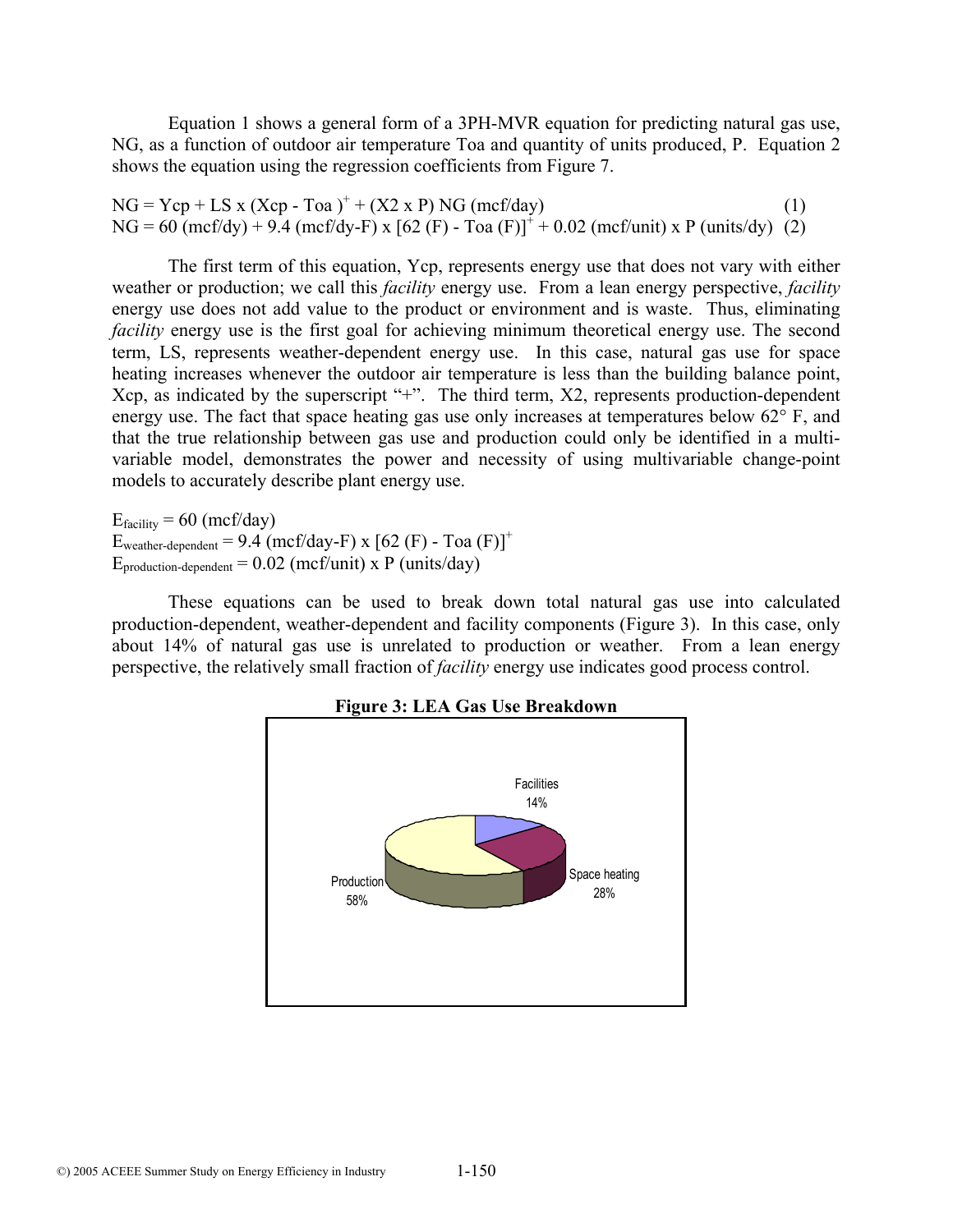Equation 1 shows a general form of a 3PH-MVR equation for predicting natural gas use, NG, as a function of outdoor air temperature Toa and quantity of units produced, P. Equation 2 shows the equation using the regression coefficients from Figure 7.

$$NG = Ycp + LS \times (Xcp - Toa)^{+} + (X2 \times P) \text{ NG (mcf/day)} \quad (1)$$

$$NG = 60 \text{ (mcf/dy)} + 9.4 \text{ (mcf/dy-F)} \times [62 \text{ (F)} - Toa \text{ (F)}]^{+} + 0.02 \text{ (mcf/unit)} \times P \text{ (units/dy)} \quad (2)$$

The first term of this equation, Ycp, represents energy use that does not vary with either weather or production; we call this *facility* energy use. From a lean energy perspective, *facility* energy use does not add value to the product or environment and is waste. Thus, eliminating *facility* energy use is the first goal for achieving minimum theoretical energy use. The second term, LS, represents weather-dependent energy use. In this case, natural gas use for space heating increases whenever the outdoor air temperature is less than the building balance point, Xcp, as indicated by the superscript "+". The third term, X2, represents production-dependent energy use. The fact that space heating gas use only increases at temperatures below 62° F, and that the true relationship between gas use and production could only be identified in a multi-variable model, demonstrates the power and necessity of using multivariable change-point models to accurately describe plant energy use.

$E_{facility} = 60 \text{ (mcf/day)}$

$E_{weather\text{-}dependent} = 9.4 \text{ (mcf/day-F)} \times [62 \text{ (F)} - Toa \text{ (F)}]^{+}$

$E_{production\text{-}dependent} = 0.02 \text{ (mcf/unit)} \times P \text{ (units/day)}$

These equations can be used to break down total natural gas use into calculated production-dependent, weather-dependent and facility components (Figure 3). In this case, only about 14% of natural gas use is unrelated to production or weather. From a lean energy perspective, the relatively small fraction of *facility* energy use indicates good process control.

**Figure 3: LEA Gas Use Breakdown**

| Component | Share |
|---|---|
| Facilities | 14% |
| Space heating | 28% |
| Production | 58% |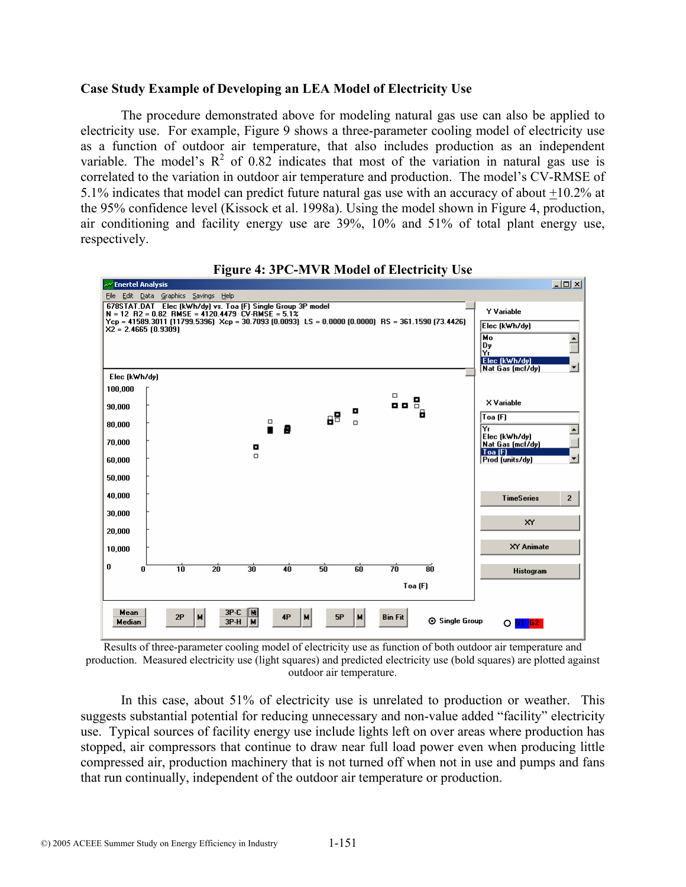### Case Study Example of Developing an LEA Model of Electricity Use

The procedure demonstrated above for modeling natural gas use can also be applied to electricity use. For example, Figure 9 shows a three-parameter cooling model of electricity use as a function of outdoor air temperature, that also includes production as an independent variable. The model's $R^2$ of 0.82 indicates that most of the variation in natural gas use is correlated to the variation in outdoor air temperature and production. The model's CV-RMSE of 5.1% indicates that model can predict future natural gas use with an accuracy of about $\pm$10.2% at the 95% confidence level (Kissock et al. 1998a). Using the model shown in Figure 4, production, air conditioning and facility energy use are 39%, 10% and 51% of total plant energy use, respectively.

**Figure 4: 3PC-MVR Model of Electricity Use**

Results of three-parameter cooling model of electricity use as function of both outdoor air temperature and production. Measured electricity use (light squares) and predicted electricity use (bold squares) are plotted against outdoor air temperature.

In this case, about 51% of electricity use is unrelated to production or weather. This suggests substantial potential for reducing unnecessary and non-value added "facility" electricity use. Typical sources of facility energy use include lights left on over areas where production has stopped, air compressors that continue to draw near full load power even when producing little compressed air, production machinery that is not turned off when not in use and pumps and fans that run continually, independent of the outdoor air temperature or production.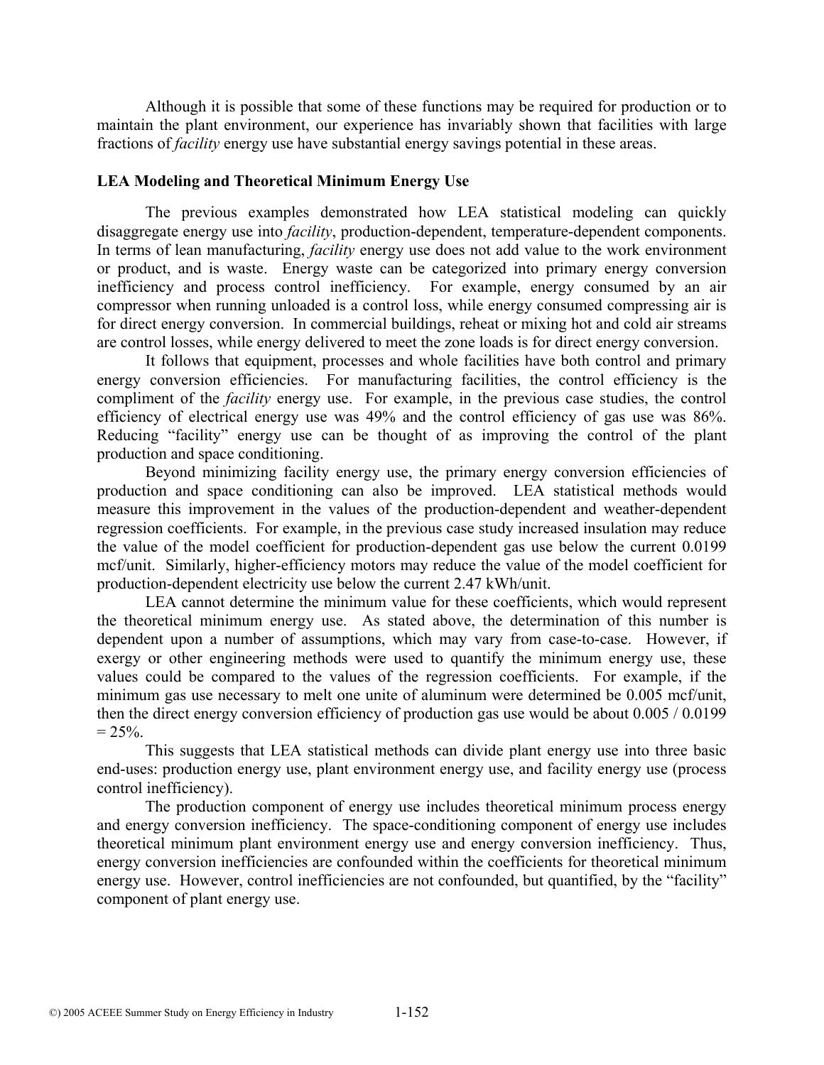Although it is possible that some of these functions may be required for production or to maintain the plant environment, our experience has invariably shown that facilities with large fractions of *facility* energy use have substantial energy savings potential in these areas.

### LEA Modeling and Theoretical Minimum Energy Use

The previous examples demonstrated how LEA statistical modeling can quickly disaggregate energy use into *facility*, production-dependent, temperature-dependent components. In terms of lean manufacturing, *facility* energy use does not add value to the work environment or product, and is waste. Energy waste can be categorized into primary energy conversion inefficiency and process control inefficiency. For example, energy consumed by an air compressor when running unloaded is a control loss, while energy consumed compressing air is for direct energy conversion. In commercial buildings, reheat or mixing hot and cold air streams are control losses, while energy delivered to meet the zone loads is for direct energy conversion.

It follows that equipment, processes and whole facilities have both control and primary energy conversion efficiencies. For manufacturing facilities, the control efficiency is the compliment of the *facility* energy use. For example, in the previous case studies, the control efficiency of electrical energy use was 49% and the control efficiency of gas use was 86%. Reducing "facility" energy use can be thought of as improving the control of the plant production and space conditioning.

Beyond minimizing facility energy use, the primary energy conversion efficiencies of production and space conditioning can also be improved. LEA statistical methods would measure this improvement in the values of the production-dependent and weather-dependent regression coefficients. For example, in the previous case study increased insulation may reduce the value of the model coefficient for production-dependent gas use below the current 0.0199 mcf/unit. Similarly, higher-efficiency motors may reduce the value of the model coefficient for production-dependent electricity use below the current 2.47 kWh/unit.

LEA cannot determine the minimum value for these coefficients, which would represent the theoretical minimum energy use. As stated above, the determination of this number is dependent upon a number of assumptions, which may vary from case-to-case. However, if exergy or other engineering methods were used to quantify the minimum energy use, these values could be compared to the values of the regression coefficients. For example, if the minimum gas use necessary to melt one unite of aluminum were determined be 0.005 mcf/unit, then the direct energy conversion efficiency of production gas use would be about 0.005 / 0.0199 = 25%.

This suggests that LEA statistical methods can divide plant energy use into three basic end-uses: production energy use, plant environment energy use, and facility energy use (process control inefficiency).

The production component of energy use includes theoretical minimum process energy and energy conversion inefficiency. The space-conditioning component of energy use includes theoretical minimum plant environment energy use and energy conversion inefficiency. Thus, energy conversion inefficiencies are confounded within the coefficients for theoretical minimum energy use. However, control inefficiencies are not confounded, but quantified, by the "facility" component of plant energy use.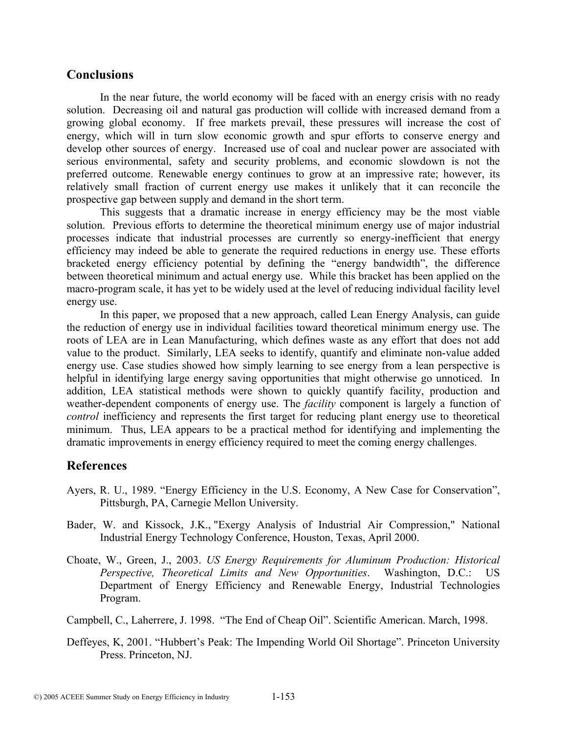## Conclusions

In the near future, the world economy will be faced with an energy crisis with no ready solution. Decreasing oil and natural gas production will collide with increased demand from a growing global economy. If free markets prevail, these pressures will increase the cost of energy, which will in turn slow economic growth and spur efforts to conserve energy and develop other sources of energy. Increased use of coal and nuclear power are associated with serious environmental, safety and security problems, and economic slowdown is not the preferred outcome. Renewable energy continues to grow at an impressive rate; however, its relatively small fraction of current energy use makes it unlikely that it can reconcile the prospective gap between supply and demand in the short term.

This suggests that a dramatic increase in energy efficiency may be the most viable solution. Previous efforts to determine the theoretical minimum energy use of major industrial processes indicate that industrial processes are currently so energy-inefficient that energy efficiency may indeed be able to generate the required reductions in energy use. These efforts bracketed energy efficiency potential by defining the "energy bandwidth", the difference between theoretical minimum and actual energy use. While this bracket has been applied on the macro-program scale, it has yet to be widely used at the level of reducing individual facility level energy use.

In this paper, we proposed that a new approach, called Lean Energy Analysis, can guide the reduction of energy use in individual facilities toward theoretical minimum energy use. The roots of LEA are in Lean Manufacturing, which defines waste as any effort that does not add value to the product. Similarly, LEA seeks to identify, quantify and eliminate non-value added energy use. Case studies showed how simply learning to see energy from a lean perspective is helpful in identifying large energy saving opportunities that might otherwise go unnoticed. In addition, LEA statistical methods were shown to quickly quantify facility, production and weather-dependent components of energy use. The *facility* component is largely a function of *control* inefficiency and represents the first target for reducing plant energy use to theoretical minimum. Thus, LEA appears to be a practical method for identifying and implementing the dramatic improvements in energy efficiency required to meet the coming energy challenges.

## References

Ayers, R. U., 1989. "Energy Efficiency in the U.S. Economy, A New Case for Conservation", Pittsburgh, PA, Carnegie Mellon University.

Bader, W. and Kissock, J.K., "Exergy Analysis of Industrial Air Compression," National Industrial Energy Technology Conference, Houston, Texas, April 2000.

Choate, W., Green, J., 2003. *US Energy Requirements for Aluminum Production: Historical Perspective, Theoretical Limits and New Opportunities*. Washington, D.C.: US Department of Energy Efficiency and Renewable Energy, Industrial Technologies Program.

Campbell, C., Laherrere, J. 1998. "The End of Cheap Oil". Scientific American. March, 1998.

Deffeyes, K, 2001. "Hubbert's Peak: The Impending World Oil Shortage". Princeton University Press. Princeton, NJ.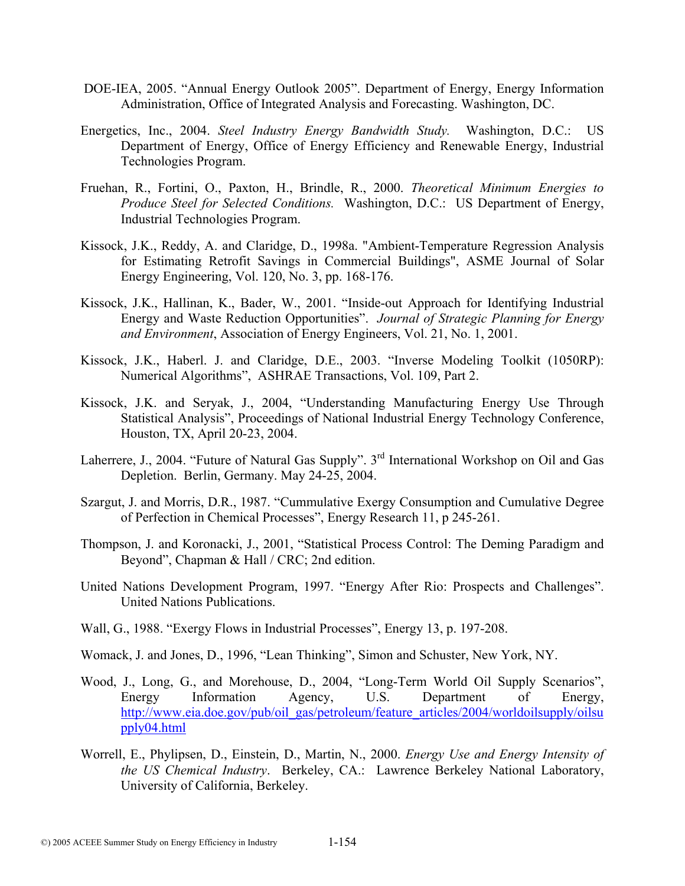DOE-IEA, 2005. "Annual Energy Outlook 2005". Department of Energy, Energy Information Administration, Office of Integrated Analysis and Forecasting. Washington, DC.

Energetics, Inc., 2004. *Steel Industry Energy Bandwidth Study.* Washington, D.C.: US Department of Energy, Office of Energy Efficiency and Renewable Energy, Industrial Technologies Program.

Fruehan, R., Fortini, O., Paxton, H., Brindle, R., 2000. *Theoretical Minimum Energies to Produce Steel for Selected Conditions.* Washington, D.C.: US Department of Energy, Industrial Technologies Program.

Kissock, J.K., Reddy, A. and Claridge, D., 1998a. "Ambient-Temperature Regression Analysis for Estimating Retrofit Savings in Commercial Buildings", ASME Journal of Solar Energy Engineering, Vol. 120, No. 3, pp. 168-176.

Kissock, J.K., Hallinan, K., Bader, W., 2001. "Inside-out Approach for Identifying Industrial Energy and Waste Reduction Opportunities". *Journal of Strategic Planning for Energy and Environment*, Association of Energy Engineers, Vol. 21, No. 1, 2001.

Kissock, J.K., Haberl. J. and Claridge, D.E., 2003. "Inverse Modeling Toolkit (1050RP): Numerical Algorithms", ASHRAE Transactions, Vol. 109, Part 2.

Kissock, J.K. and Seryak, J., 2004, "Understanding Manufacturing Energy Use Through Statistical Analysis", Proceedings of National Industrial Energy Technology Conference, Houston, TX, April 20-23, 2004.

Laherrere, J., 2004. "Future of Natural Gas Supply". 3rd International Workshop on Oil and Gas Depletion. Berlin, Germany. May 24-25, 2004.

Szargut, J. and Morris, D.R., 1987. "Cummulative Exergy Consumption and Cumulative Degree of Perfection in Chemical Processes", Energy Research 11, p 245-261.

Thompson, J. and Koronacki, J., 2001, "Statistical Process Control: The Deming Paradigm and Beyond", Chapman & Hall / CRC; 2nd edition.

United Nations Development Program, 1997. "Energy After Rio: Prospects and Challenges". United Nations Publications.

Wall, G., 1988. "Exergy Flows in Industrial Processes", Energy 13, p. 197-208.

Womack, J. and Jones, D., 1996, "Lean Thinking", Simon and Schuster, New York, NY.

Wood, J., Long, G., and Morehouse, D., 2004, "Long-Term World Oil Supply Scenarios", Energy Information Agency, U.S. Department of Energy, http://www.eia.doe.gov/pub/oil_gas/petroleum/feature_articles/2004/worldoilsupply/oilsupply04.html

Worrell, E., Phylipsen, D., Einstein, D., Martin, N., 2000. *Energy Use and Energy Intensity of the US Chemical Industry*. Berkeley, CA.: Lawrence Berkeley National Laboratory, University of California, Berkeley.